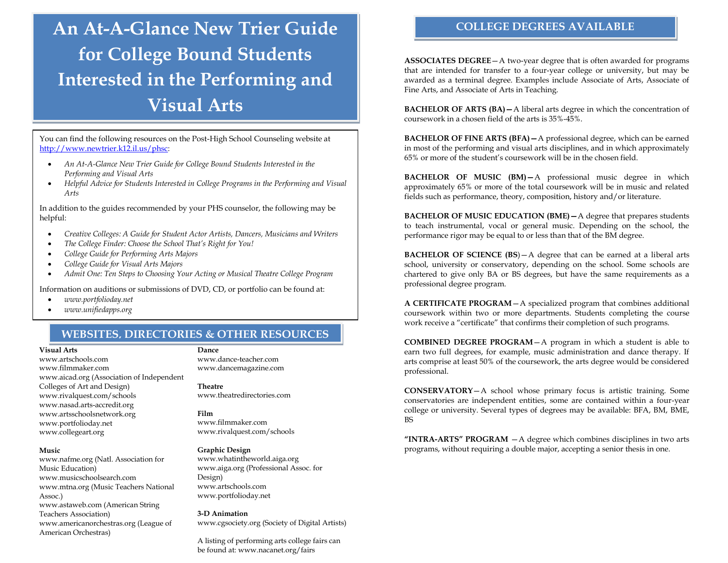# An At-A-Glance New Trier Guide for College Bound Students Interested in the Performing and Visual Arts

You can find the following resources on the Post-High School Counseling website at http://www.newtrier.k12.il.us/phsc:

- *An At-A-Glance New Trier Guide for College Bound Students Interested in the Performing and Visual Arts*
- *Helpful Advice for Students Interested in College Programs in the Performing and Visual Arts*

In addition to the guides recommended by your PHS counselor, the following may be helpful:

- *Creative Colleges: A Guide for Student Actor Artists, Dancers, Musicians and Writers*
- *The College Finder: Choose the School That's Right for You!*
- *College Guide for Performing Arts Majors*
- *College Guide for Visual Arts Majors*
- *Admit One: Ten Steps to Choosing Your Acting or Musical Theatre College Program*

Information on auditions or submissions of DVD, CD, or portfolio can be found at:

- *www.portfolioday.net*
- *www.unifiedapps.org*

## WEBSITES, DIRECTORIES & OTHER RESOURCES

**Visual Arts**
www.artschools.com
www.filmmaker.com
www.aicad.org (Association of Independent Colleges of Art and Design)
www.rivalquest.com/schools
www.nasad.arts-accredit.org
www.artsschoolsnetwork.org
www.portfolioday.net
www.collegeart.org

**Music**
www.nafme.org (Natl. Association for Music Education)
www.musicschoolsearch.com
www.mtna.org (Music Teachers National Assoc.)
www.astaweb.com (American String Teachers Association)
www.americanorchestras.org (League of American Orchestras)

**Dance**
www.dance-teacher.com
www.dancemagazine.com

**Theatre**
www.theatredirectories.com

**Film**
www.filmmaker.com
www.rivalquest.com/schools

**Graphic Design**
www.whatintheworld.aiga.org
www.aiga.org (Professional Assoc. for Design)
www.artschools.com
www.portfolioday.net

**3-D Animation**
www.cgsociety.org (Society of Digital Artists)

A listing of performing arts college fairs can be found at: www.nacanet.org/fairs

## COLLEGE DEGREES AVAILABLE

**ASSOCIATES DEGREE**—A two-year degree that is often awarded for programs that are intended for transfer to a four-year college or university, but may be awarded as a terminal degree. Examples include Associate of Arts, Associate of Fine Arts, and Associate of Arts in Teaching.

**BACHELOR OF ARTS (BA)—**A liberal arts degree in which the concentration of coursework in a chosen field of the arts is 35%-45%.

**BACHELOR OF FINE ARTS (BFA)—**A professional degree, which can be earned in most of the performing and visual arts disciplines, and in which approximately 65% or more of the student's coursework will be in the chosen field.

**BACHELOR OF MUSIC (BM)—**A professional music degree in which approximately 65% or more of the total coursework will be in music and related fields such as performance, theory, composition, history and/or literature.

**BACHELOR OF MUSIC EDUCATION (BME)—**A degree that prepares students to teach instrumental, vocal or general music. Depending on the school, the performance rigor may be equal to or less than that of the BM degree.

**BACHELOR OF SCIENCE (BS)**—A degree that can be earned at a liberal arts school, university or conservatory, depending on the school. Some schools are chartered to give only BA or BS degrees, but have the same requirements as a professional degree program.

**A CERTIFICATE PROGRAM**—A specialized program that combines additional coursework within two or more departments. Students completing the course work receive a "certificate" that confirms their completion of such programs.

**COMBINED DEGREE PROGRAM**—A program in which a student is able to earn two full degrees, for example, music administration and dance therapy. If arts comprise at least 50% of the coursework, the arts degree would be considered professional.

**CONSERVATORY**—A school whose primary focus is artistic training. Some conservatories are independent entities, some are contained within a four-year college or university. Several types of degrees may be available: BFA, BM, BME, BS

**"INTRA-ARTS" PROGRAM** —A degree which combines disciplines in two arts programs, without requiring a double major, accepting a senior thesis in one.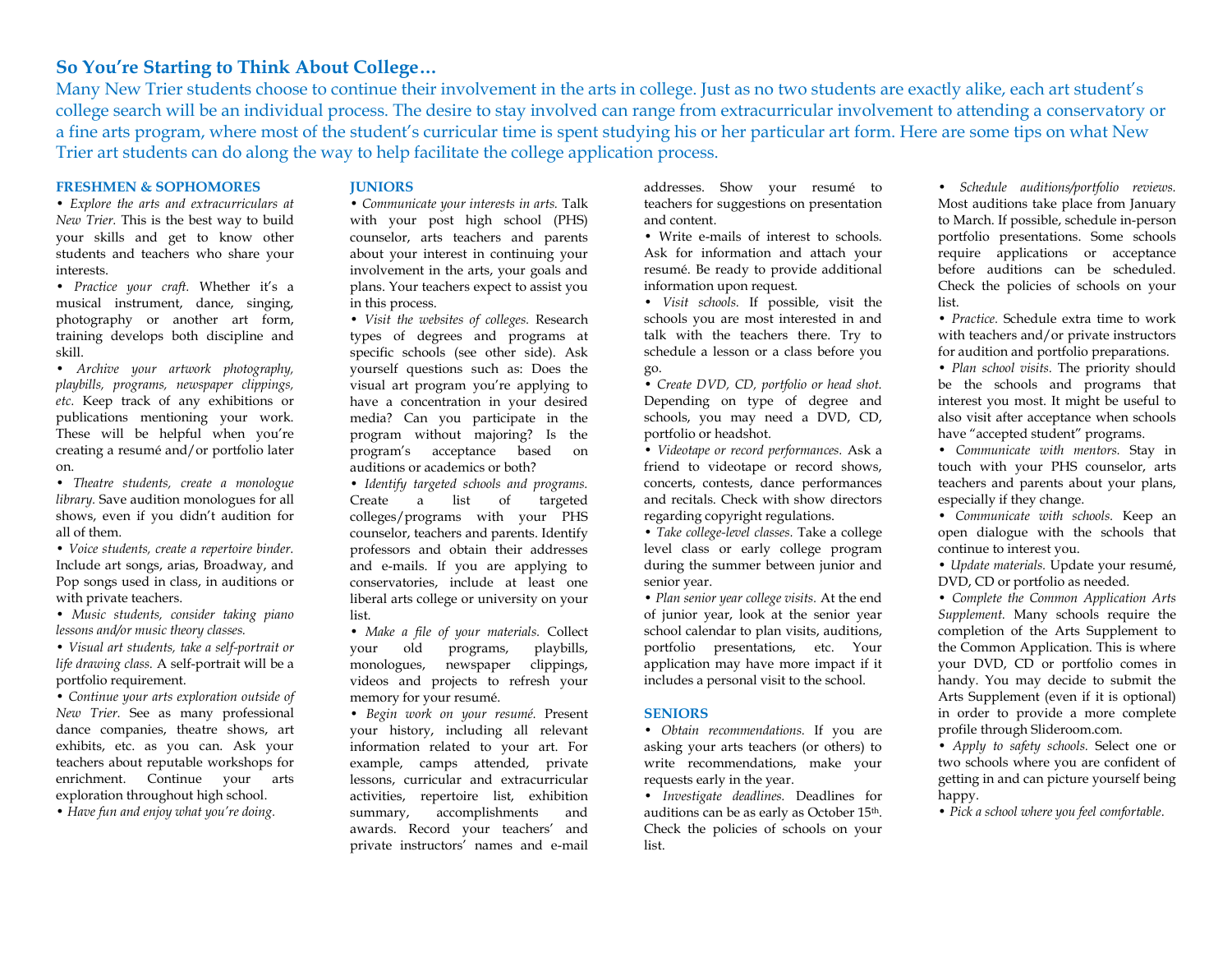## So You're Starting to Think About College…

Many New Trier students choose to continue their involvement in the arts in college. Just as no two students are exactly alike, each art student's college search will be an individual process. The desire to stay involved can range from extracurricular involvement to attending a conservatory or a fine arts program, where most of the student's curricular time is spent studying his or her particular art form. Here are some tips on what New Trier art students can do along the way to help facilitate the college application process.

### FRESHMEN & SOPHOMORES

- *Explore the arts and extracurriculars at New Trier.* This is the best way to build your skills and get to know other students and teachers who share your interests.
- *Practice your craft.* Whether it's a musical instrument, dance, singing, photography or another art form, training develops both discipline and skill.
- *Archive your artwork photography, playbills, programs, newspaper clippings, etc.* Keep track of any exhibitions or publications mentioning your work. These will be helpful when you're creating a resumé and/or portfolio later on.
- *Theatre students, create a monologue library.* Save audition monologues for all shows, even if you didn't audition for all of them.
- *Voice students, create a repertoire binder.* Include art songs, arias, Broadway, and Pop songs used in class, in auditions or with private teachers.
- *Music students, consider taking piano lessons and/or music theory classes.*
- *Visual art students, take a self-portrait or life drawing class.* A self-portrait will be a portfolio requirement.
- *Continue your arts exploration outside of New Trier.* See as many professional dance companies, theatre shows, art exhibits, etc. as you can. Ask your teachers about reputable workshops for enrichment. Continue your arts exploration throughout high school.
- *Have fun and enjoy what you're doing.*

### JUNIORS

- *Communicate your interests in arts.* Talk with your post high school (PHS) counselor, arts teachers and parents about your interest in continuing your involvement in the arts, your goals and plans. Your teachers expect to assist you in this process.
- *Visit the websites of colleges.* Research types of degrees and programs at specific schools (see other side). Ask yourself questions such as: Does the visual art program you're applying to have a concentration in your desired media? Can you participate in the program without majoring? Is the program's acceptance based on auditions or academics or both?
- *Identify targeted schools and programs.* Create a list of targeted colleges/programs with your PHS counselor, teachers and parents. Identify professors and obtain their addresses and e-mails. If you are applying to conservatories, include at least one liberal arts college or university on your list.
- *Make a file of your materials.* Collect your old programs, playbills, monologues, newspaper clippings, videos and projects to refresh your memory for your resumé.
- *Begin work on your resumé.* Present your history, including all relevant information related to your art. For example, camps attended, private lessons, curricular and extracurricular activities, repertoire list, exhibition summary, accomplishments and awards. Record your teachers' and private instructors' names and e-mail addresses. Show your resumé to teachers for suggestions on presentation and content.
- Write e-mails of interest to schools. Ask for information and attach your resumé. Be ready to provide additional information upon request.
- *Visit schools.* If possible, visit the schools you are most interested in and talk with the teachers there. Try to schedule a lesson or a class before you go.
- *Create DVD, CD, portfolio or head shot.* Depending on type of degree and schools, you may need a DVD, CD, portfolio or headshot.
- *Videotape or record performances.* Ask a friend to videotape or record shows, concerts, contests, dance performances and recitals. Check with show directors regarding copyright regulations.
- *Take college-level classes.* Take a college level class or early college program during the summer between junior and senior year.
- *Plan senior year college visits.* At the end of junior year, look at the senior year school calendar to plan visits, auditions, portfolio presentations, etc. Your application may have more impact if it includes a personal visit to the school.

### SENIORS

- *Obtain recommendations.* If you are asking your arts teachers (or others) to write recommendations, make your requests early in the year.
- *Investigate deadlines.* Deadlines for auditions can be as early as October 15th. Check the policies of schools on your list.
- *Schedule auditions/portfolio reviews.* Most auditions take place from January to March. If possible, schedule in-person portfolio reviews. Some schools require applications or acceptance before auditions can be scheduled. Check the policies of schools on your list.
- *Practice.* Schedule extra time to work with teachers and/or private instructors for audition and portfolio preparations.
- *Plan school visits.* The priority should be the schools and programs that interest you most. It might be useful to also visit after acceptance when schools have "accepted student" programs.
- *Communicate with mentors.* Stay in touch with your PHS counselor, arts teachers and parents about your plans, especially if they change.
- *Communicate with schools.* Keep an open dialogue with the schools that continue to interest you.
- *Update materials.* Update your resumé, DVD, CD or portfolio as needed.
- *Complete the Common Application Arts Supplement.* Many schools require the completion of the Arts Supplement to the Common Application. This is where your DVD, CD or portfolio comes in handy. You may decide to submit the Arts Supplement (even if it is optional) in order to provide a more complete profile through Slideroom.com.
- *Apply to safety schools.* Select one or two schools where you are confident of getting in and can picture yourself being happy.
- *Pick a school where you feel comfortable.*